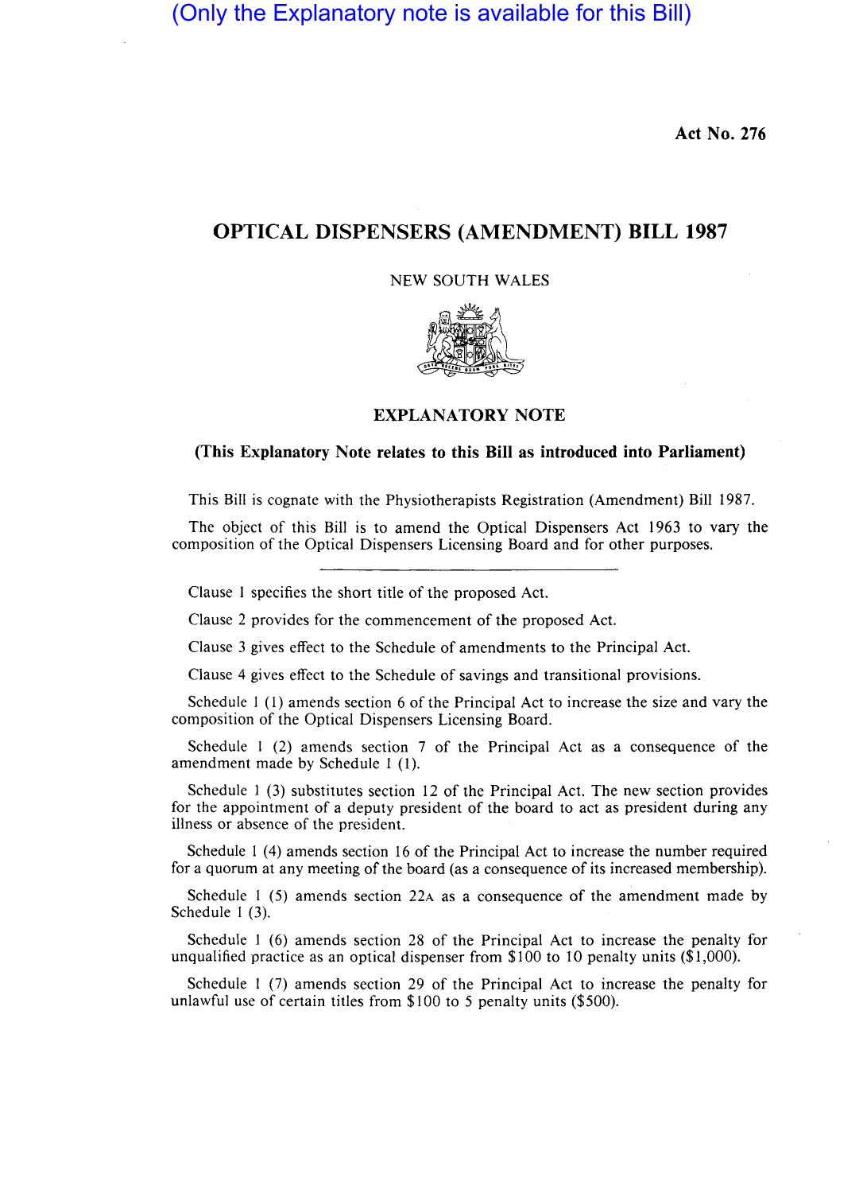(Only the Explanatory note is available for this Bill)

**Act No. 276**

# OPTICAL DISPENSERS (AMENDMENT) BILL 1987

NEW SOUTH WALES

## EXPLANATORY NOTE

**(This Explanatory Note relates to this Bill as introduced into Parliament)**

This Bill is cognate with the Physiotherapists Registration (Amendment) Bill 1987.

The object of this Bill is to amend the Optical Dispensers Act 1963 to vary the composition of the Optical Dispensers Licensing Board and for other purposes.

---

Clause 1 specifies the short title of the proposed Act.

Clause 2 provides for the commencement of the proposed Act.

Clause 3 gives effect to the Schedule of amendments to the Principal Act.

Clause 4 gives effect to the Schedule of savings and transitional provisions.

Schedule 1 (1) amends section 6 of the Principal Act to increase the size and vary the composition of the Optical Dispensers Licensing Board.

Schedule 1 (2) amends section 7 of the Principal Act as a consequence of the amendment made by Schedule 1 (1).

Schedule 1 (3) substitutes section 12 of the Principal Act. The new section provides for the appointment of a deputy president of the board to act as president during any illness or absence of the president.

Schedule 1 (4) amends section 16 of the Principal Act to increase the number required for a quorum at any meeting of the board (as a consequence of its increased membership).

Schedule 1 (5) amends section 22A as a consequence of the amendment made by Schedule 1 (3).

Schedule 1 (6) amends section 28 of the Principal Act to increase the penalty for unqualified practice as an optical dispenser from $100 to 10 penalty units ($1,000).

Schedule 1 (7) amends section 29 of the Principal Act to increase the penalty for unlawful use of certain titles from $100 to 5 penalty units ($500).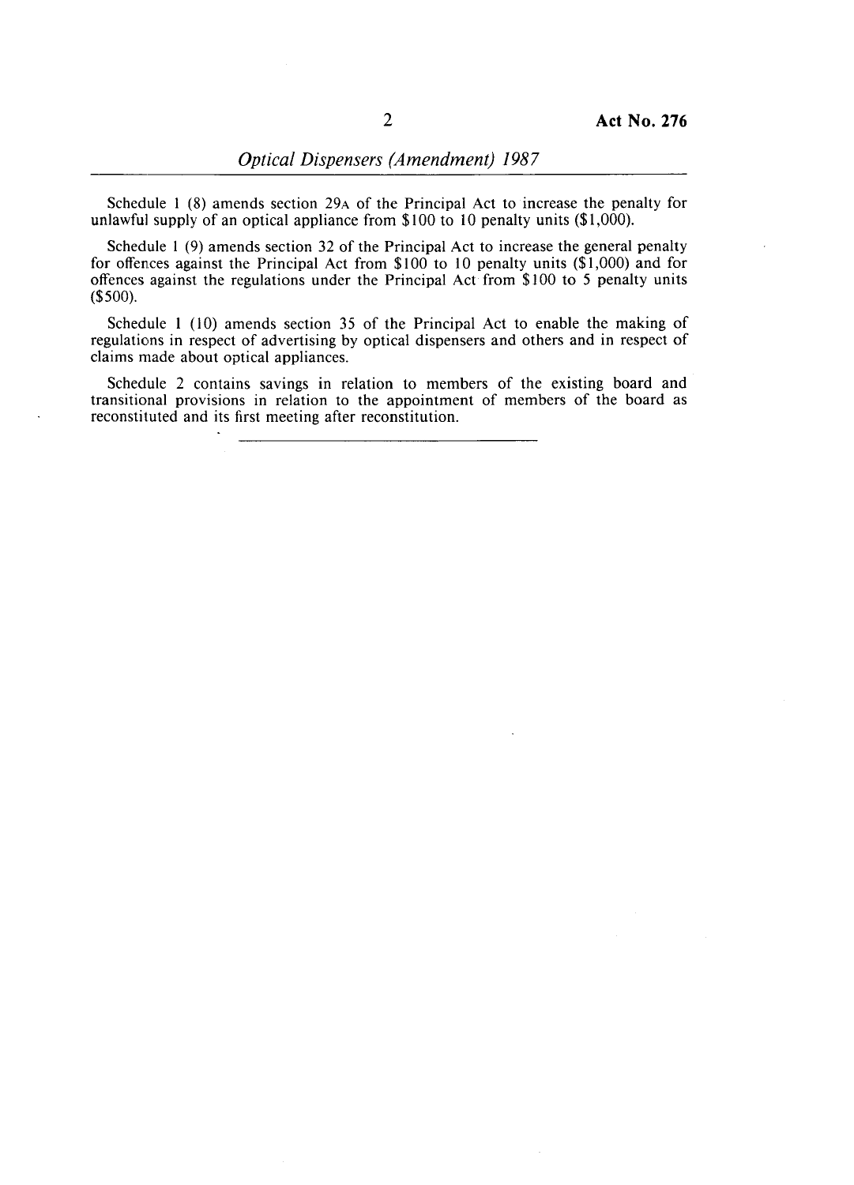Schedule 1 (8) amends section 29A of the Principal Act to increase the penalty for unlawful supply of an optical appliance from $100 to 10 penalty units ($1,000).

Schedule 1 (9) amends section 32 of the Principal Act to increase the general penalty for offences against the Principal Act from $100 to 10 penalty units ($1,000) and for offences against the regulations under the Principal Act from $100 to 5 penalty units ($500).

Schedule 1 (10) amends section 35 of the Principal Act to enable the making of regulations in respect of advertising by optical dispensers and others and in respect of claims made about optical appliances.

Schedule 2 contains savings in relation to members of the existing board and transitional provisions in relation to the appointment of members of the board as reconstituted and its first meeting after reconstitution.